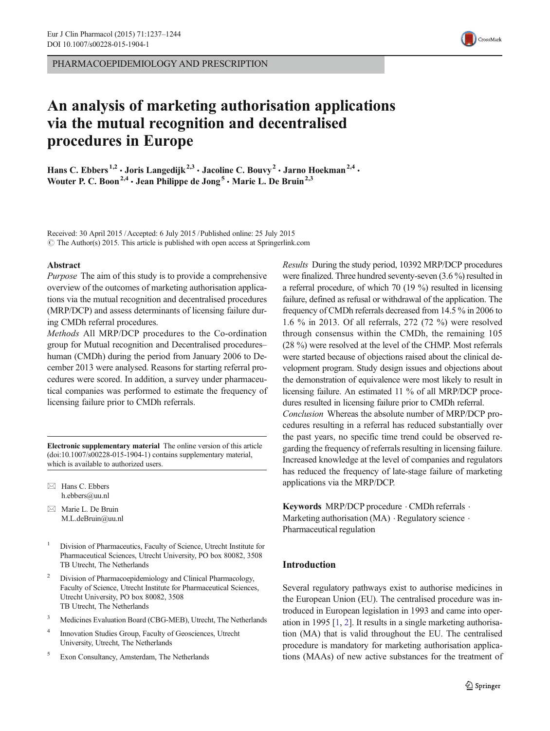PHARMACOEPIDEMIOLOGY AND PRESCRIPTION

# An analysis of marketing authorisation applications via the mutual recognition and decentralised procedures in Europe

**Hans C. Ebbers** [1,2] · **Joris Langedijk** [2,3] · **Jacoline C. Bouvy** [2] · **Jarno Hoekman** [2,4] · **Wouter P. C. Boon** [2,4] · **Jean Philippe de Jong** [5] · **Marie L. De Bruin** [2,3]

Received: 30 April 2015 / Accepted: 6 July 2015 / Published online: 25 July 2015
© The Author(s) 2015. This article is published with open access at Springerlink.com

## Abstract

*Purpose* The aim of this study is to provide a comprehensive overview of the outcomes of marketing authorisation applications via the mutual recognition and decentralised procedures (MRP/DCP) and assess determinants of licensing failure during CMDh referral procedures.

*Methods* All MRP/DCP procedures to the Co-ordination group for Mutual recognition and Decentralised procedures–human (CMDh) during the period from January 2006 to December 2013 were analysed. Reasons for starting referral procedures were scored. In addition, a survey under pharmaceutical companies was performed to estimate the frequency of licensing failure prior to CMDh referrals.

*Results* During the study period, 10392 MRP/DCP procedures were finalized. Three hundred seventy-seven (3.6 %) resulted in a referral procedure, of which 70 (19 %) resulted in licensing failure, defined as refusal or withdrawal of the application. The frequency of CMDh referrals decreased from 14.5 % in 2006 to 1.6 % in 2013. Of all referrals, 272 (72 %) were resolved through consensus within the CMDh, the remaining 105 (28 %) were resolved at the level of the CHMP. Most referrals were started because of objections raised about the clinical development program. Study design issues and objections about the demonstration of equivalence were most likely to result in licensing failure. An estimated 11 % of all MRP/DCP procedures resulted in licensing failure prior to CMDh referral.

*Conclusion* Whereas the absolute number of MRP/DCP procedures resulting in a referral has reduced substantially over the past years, no specific time trend could be observed regarding the frequency of referrals resulting in licensing failure. Increased knowledge at the level of companies and regulators has reduced the frequency of late-stage failure of marketing applications via the MRP/DCP.

**Keywords** MRP/DCP procedure · CMDh referrals · Marketing authorisation (MA) · Regulatory science · Pharmaceutical regulation

**Electronic supplementary material** The online version of this article (doi:10.1007/s00228-015-1904-1) contains supplementary material, which is available to authorized users.

✉ Hans C. Ebbers
h.ebbers@uu.nl

✉ Marie L. De Bruin
M.L.deBruin@uu.nl

1. Division of Pharmaceutics, Faculty of Science, Utrecht Institute for Pharmaceutical Sciences, Utrecht University, PO box 80082, 3508 TB Utrecht, The Netherlands
2. Division of Pharmacoepidemiology and Clinical Pharmacology, Faculty of Science, Utrecht Institute for Pharmaceutical Sciences, Utrecht University, PO box 80082, 3508 TB Utrecht, The Netherlands
3. Medicines Evaluation Board (CBG-MEB), Utrecht, The Netherlands
4. Innovation Studies Group, Faculty of Geosciences, Utrecht University, Utrecht, The Netherlands
5. Exon Consultancy, Amsterdam, The Netherlands

## Introduction

Several regulatory pathways exist to authorise medicines in the European Union (EU). The centralised procedure was introduced in European legislation in 1993 and came into operation in 1995 [1, 2]. It results in a single marketing authorisation (MA) that is valid throughout the EU. The centralised procedure is mandatory for marketing authorisation applications (MAAs) of new active substances for the treatment of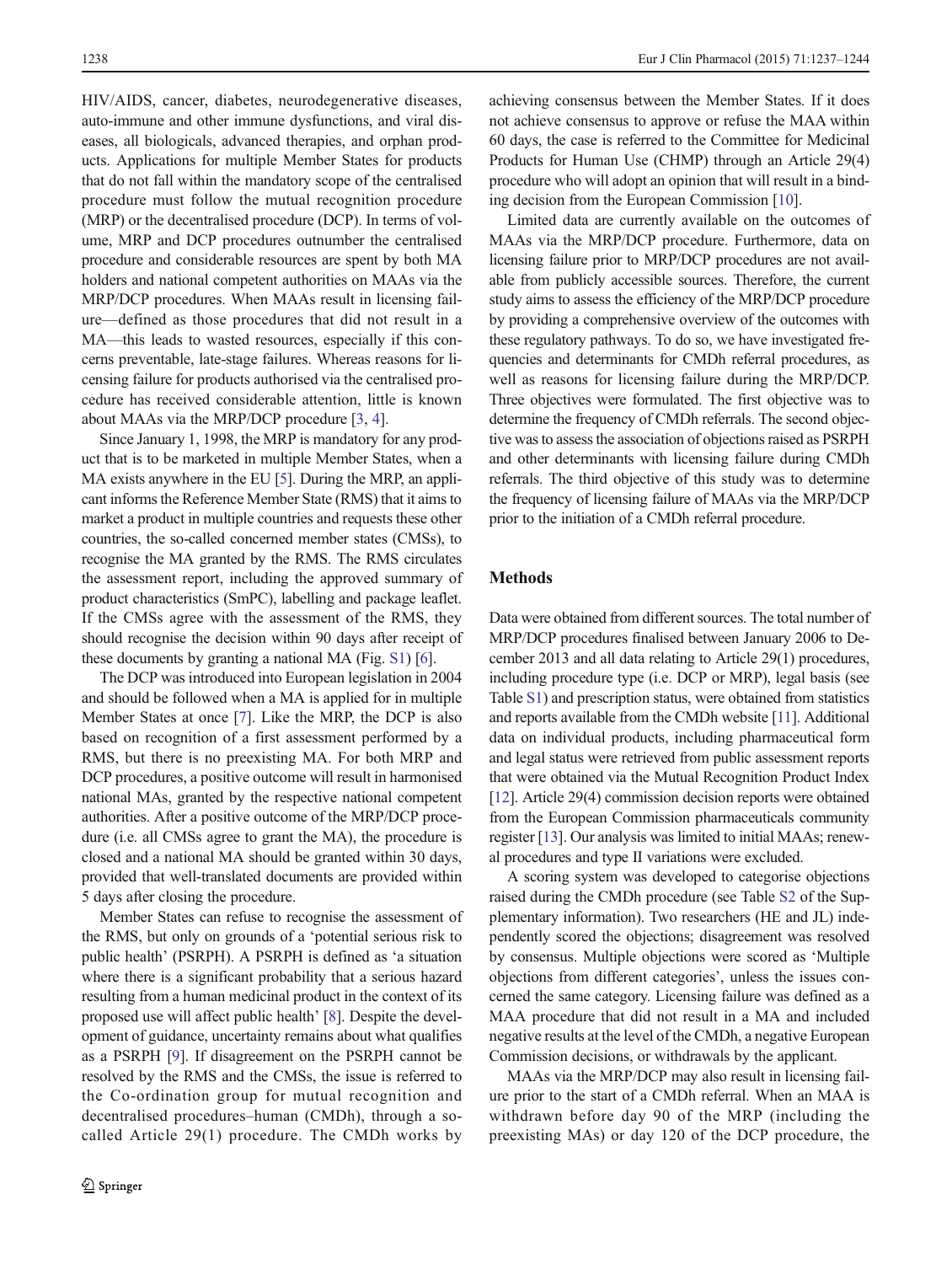HIV/AIDS, cancer, diabetes, neurodegenerative diseases, auto-immune and other immune dysfunctions, and viral diseases, all biologicals, advanced therapies, and orphan products. Applications for multiple Member States for products that do not fall within the mandatory scope of the centralised procedure must follow the mutual recognition procedure (MRP) or the decentralised procedure (DCP). In terms of volume, MRP and DCP procedures outnumber the centralised procedure and considerable resources are spent by both MA holders and national competent authorities on MAAs via the MRP/DCP procedures. When MAAs result in licensing failure—defined as those procedures that did not result in a MA—this leads to wasted resources, especially if this concerns preventable, late-stage failures. Whereas reasons for licensing failure for products authorised via the centralised procedure has received considerable attention, little is known about MAAs via the MRP/DCP procedure [3, 4].

Since January 1, 1998, the MRP is mandatory for any product that is to be marketed in multiple Member States, when a MA exists anywhere in the EU [5]. During the MRP, an applicant informs the Reference Member State (RMS) that it aims to market a product in multiple countries and requests these other countries, the so-called concerned member states (CMSs), to recognise the MA granted by the RMS. The RMS circulates the assessment report, including the approved summary of product characteristics (SmPC), labelling and package leaflet. If the CMSs agree with the assessment of the RMS, they should recognise the decision within 90 days after receipt of these documents by granting a national MA (Fig. S1) [6].

The DCP was introduced into European legislation in 2004 and should be followed when a MA is applied for in multiple Member States at once [7]. Like the MRP, the DCP is also based on recognition of a first assessment performed by a RMS, but there is no preexisting MA. For both MRP and DCP procedures, a positive outcome will result in harmonised national MAs, granted by the respective national competent authorities. After a positive outcome of the MRP/DCP procedure (i.e. all CMSs agree to grant the MA), the procedure is closed and a national MA should be granted within 30 days, provided that well-translated documents are provided within 5 days after closing the procedure.

Member States can refuse to recognise the assessment of the RMS, but only on grounds of a 'potential serious risk to public health' (PSRPH). A PSRPH is defined as 'a situation where there is a significant probability that a serious hazard resulting from a human medicinal product in the context of its proposed use will affect public health' [8]. Despite the development of guidance, uncertainty remains about what qualifies as a PSRPH [9]. If disagreement on the PSRPH cannot be resolved by the RMS and the CMSs, the issue is referred to the Co-ordination group for mutual recognition and decentralised procedures–human (CMDh), through a so-called Article 29(1) procedure. The CMDh works by achieving consensus between the Member States. If it does not achieve consensus to approve or refuse the MAA within 60 days, the case is referred to the Committee for Medicinal Products for Human Use (CHMP) through an Article 29(4) procedure who will adopt an opinion that will result in a binding decision from the European Commission [10].

Limited data are currently available on the outcomes of MAAs via the MRP/DCP procedure. Furthermore, data on licensing failure prior to MRP/DCP procedures are not available from publicly accessible sources. Therefore, the current study aims to assess the efficiency of the MRP/DCP procedure by providing a comprehensive overview of the outcomes with these regulatory pathways. To do so, we have investigated frequencies and determinants for CMDh referral procedures, as well as reasons for licensing failure during the MRP/DCP. Three objectives were formulated. The first objective was to determine the frequency of CMDh referrals. The second objective was to assess the association of objections raised as PSRPH and other determinants with licensing failure during CMDh referrals. The third objective of this study was to determine the frequency of licensing failure of MAAs via the MRP/DCP prior to the initiation of a CMDh referral procedure.

## Methods

Data were obtained from different sources. The total number of MRP/DCP procedures finalised between January 2006 to December 2013 and all data relating to Article 29(1) procedures, including procedure type (i.e. DCP or MRP), legal basis (see Table S1) and prescription status, were obtained from statistics and reports available from the CMDh website [11]. Additional data on individual products, including pharmaceutical form and legal status were retrieved from public assessment reports that were obtained via the Mutual Recognition Product Index [12]. Article 29(4) commission decision reports were obtained from the European Commission pharmaceuticals community register [13]. Our analysis was limited to initial MAAs; renewal procedures and type II variations were excluded.

A scoring system was developed to categorise objections raised during the CMDh procedure (see Table S2 of the Supplementary information). Two researchers (HE and JL) independently scored the objections; disagreement was resolved by consensus. Multiple objections were scored as 'Multiple objections from different categories', unless the issues concerned the same category. Licensing failure was defined as a MAA procedure that did not result in a MA and included negative results at the level of the CMDh, a negative European Commission decisions, or withdrawals by the applicant.

MAAs via the MRP/DCP may also result in licensing failure prior to the start of a CMDh referral. When an MAA is withdrawn before day 90 of the MRP (including the preexisting MAs) or day 120 of the DCP procedure, the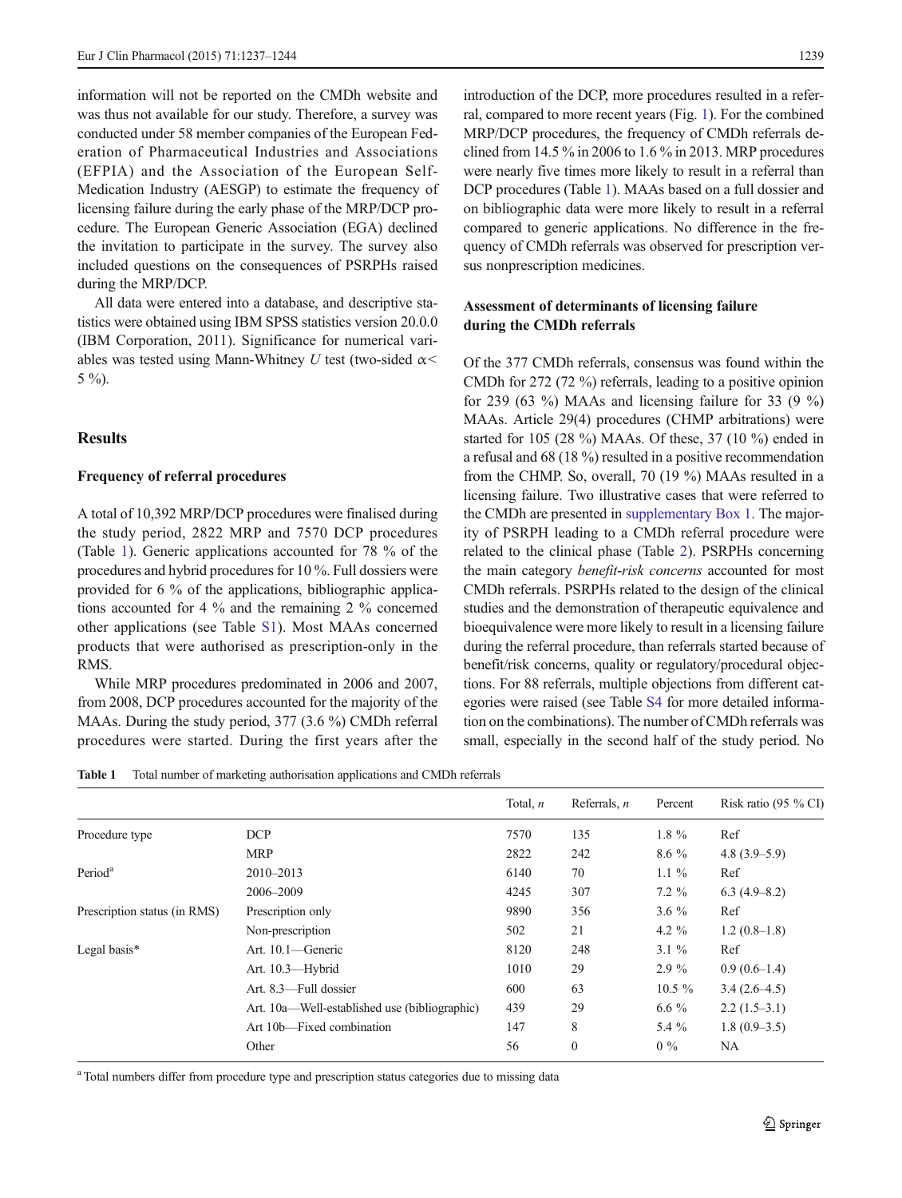information will not be reported on the CMDh website and was thus not available for our study. Therefore, a survey was conducted under 58 member companies of the European Federation of Pharmaceutical Industries and Associations (EFPIA) and the Association of the European Self-Medication Industry (AESGP) to estimate the frequency of licensing failure during the early phase of the MRP/DCP procedure. The European Generic Association (EGA) declined the invitation to participate in the survey. The survey also included questions on the consequences of PSRPHs raised during the MRP/DCP.

All data were entered into a database, and descriptive statistics were obtained using IBM SPSS statistics version 20.0.0 (IBM Corporation, 2011). Significance for numerical variables was tested using Mann-Whitney *U* test (two-sided $\alpha <$ 5 %).

## Results

### Frequency of referral procedures

A total of 10,392 MRP/DCP procedures were finalised during the study period, 2822 MRP and 7570 DCP procedures (Table 1). Generic applications accounted for 78 % of the procedures and hybrid procedures for 10 %. Full dossiers were provided for 6 % of the applications, bibliographic applications accounted for 4 % and the remaining 2 % concerned other applications (see Table S1). Most MAAs concerned products that were authorised as prescription-only in the RMS.

While MRP procedures predominated in 2006 and 2007, from 2008, DCP procedures accounted for the majority of the MAAs. During the study period, 377 (3.6 %) CMDh referral procedures were started. During the first years after the introduction of the DCP, more procedures resulted in a referral, compared to more recent years (Fig. 1). For the combined MRP/DCP procedures, the frequency of CMDh referrals declined from 14.5 % in 2006 to 1.6 % in 2013. MRP procedures were nearly five times more likely to result in a referral than DCP procedures (Table 1). MAAs based on a full dossier and on bibliographic data were more likely to result in a referral compared to generic applications. No difference in the frequency of CMDh referrals was observed for prescription versus nonprescription medicines.

### Assessment of determinants of licensing failure during the CMDh referrals

Of the 377 CMDh referrals, consensus was found within the CMDh for 272 (72 %) referrals, leading to a positive opinion for 239 (63 %) MAAs and licensing failure for 33 (9 %) MAAs. Article 29(4) procedures (CHMP arbitrations) were started for 105 (28 %) MAAs. Of these, 37 (10 %) ended in a refusal and 68 (18 %) resulted in a positive recommendation from the CHMP. So, overall, 70 (19 %) MAAs resulted in a licensing failure. Two illustrative cases that were referred to the CMDh are presented in supplementary Box 1. The majority of PSRPH leading to a CMDh referral procedure were related to the clinical phase (Table 2). PSRPHs concerning the main category *benefit-risk concerns* accounted for most CMDh referrals. PSRPHs related to the design of the clinical studies and the demonstration of therapeutic equivalence and bioequivalence were more likely to result in a licensing failure during the referral procedure, than referrals started because of benefit/risk concerns, quality or regulatory/procedural objections. For 88 referrals, multiple objections from different categories were raised (see Table S4 for more detailed information on the combinations). The number of CMDh referrals was small, especially in the second half of the study period. No

**Table 1** Total number of marketing authorisation applications and CMDh referrals

| | | Total, *n* | Referrals, *n* | Percent | Risk ratio (95 % CI) |
|---|---|---|---|---|---|
| Procedure type | DCP | 7570 | 135 | 1.8 % | Ref |
| | MRP | 2822 | 242 | 8.6 % | 4.8 (3.9–5.9) |
| Period[a] | 2010–2013 | 6140 | 70 | 1.1 % | Ref |
| | 2006–2009 | 4245 | 307 | 7.2 % | 6.3 (4.9–8.2) |
| Prescription status (in RMS) | Prescription only | 9890 | 356 | 3.6 % | Ref |
| | Non-prescription | 502 | 21 | 4.2 % | 1.2 (0.8–1.8) |
| Legal basis* | Art. 10.1—Generic | 8120 | 248 | 3.1 % | Ref |
| | Art. 10.3—Hybrid | 1010 | 29 | 2.9 % | 0.9 (0.6–1.4) |
| | Art. 8.3—Full dossier | 600 | 63 | 10.5 % | 3.4 (2.6–4.5) |
| | Art. 10a—Well-established use (bibliographic) | 439 | 29 | 6.6 % | 2.2 (1.5–3.1) |
| | Art 10b—Fixed combination | 147 | 8 | 5.4 % | 1.8 (0.9–3.5) |
| | Other | 56 | 0 | 0 % | NA |

[a] Total numbers differ from procedure type and prescription status categories due to missing data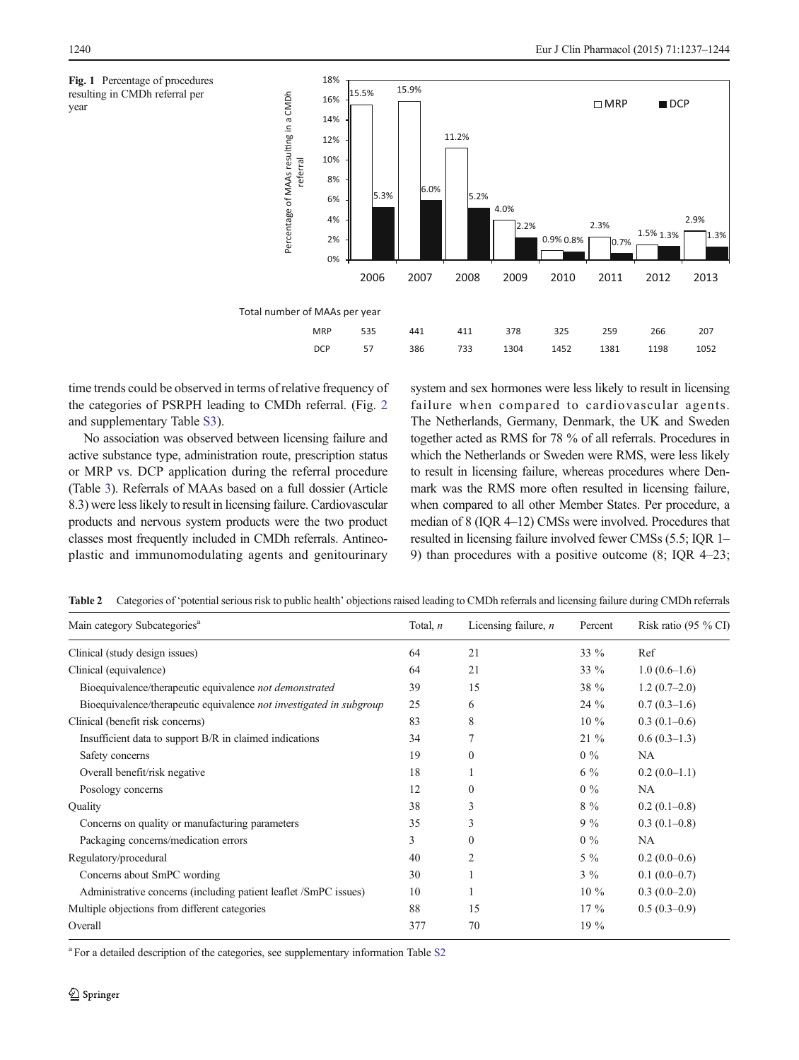**Fig. 1** Percentage of procedures resulting in CMDh referral per year

| Total number of MAAs per year | 2006 | 2007 | 2008 | 2009 | 2010 | 2011 | 2012 | 2013 |
|---|---|---|---|---|---|---|---|---|
| MRP | 535 | 441 | 411 | 378 | 325 | 259 | 266 | 207 |
| DCP | 57 | 386 | 733 | 1304 | 1452 | 1381 | 1198 | 1052 |

| Percentage of MAAs resulting in a CMDh referral | 2006 | 2007 | 2008 | 2009 | 2010 | 2011 | 2012 | 2013 |
|---|---|---|---|---|---|---|---|---|
| MRP | 15.5% | 15.9% | 11.2% | 4.0% | 0.9% | 2.3% | 1.5% | 2.9% |
| DCP | 5.3% | 6.0% | 5.2% | 2.2% | 0.8% | 0.7% | 1.3% | 1.3% |

time trends could be observed in terms of relative frequency of the categories of PSRPH leading to CMDh referral. (Fig. 2 and supplementary Table S3).

No association was observed between licensing failure and active substance type, administration route, prescription status or MRP vs. DCP application during the referral procedure (Table 3). Referrals of MAAs based on a full dossier (Article 8.3) were less likely to result in licensing failure. Cardiovascular products and nervous system products were the two product classes most frequently included in CMDh referrals. Antineoplastic and immunomodulating agents and genitourinary system and sex hormones were less likely to result in licensing failure when compared to cardiovascular agents. The Netherlands, Germany, Denmark, the UK and Sweden together acted as RMS for 78 % of all referrals. Procedures in which the Netherlands or Sweden were RMS, were less likely to result in licensing failure, whereas procedures where Denmark was the RMS more often resulted in licensing failure, when compared to all other Member States. Per procedure, a median of 8 (IQR 4–12) CMSs were involved. Procedures that resulted in licensing failure involved fewer CMSs (5.5; IQR 1–9) than procedures with a positive outcome (8; IQR 4–23;

**Table 2** Categories of 'potential serious risk to public health' objections raised leading to CMDh referrals and licensing failure during CMDh referrals

| Main category Subcategories[a] | Total, *n* | Licensing failure, *n* | Percent | Risk ratio (95 % CI) |
|---|---|---|---|---|
| Clinical (study design issues) | 64 | 21 | 33 % | Ref |
| Clinical (equivalence) | 64 | 21 | 33 % | 1.0 (0.6–1.6) |
| Bioequivalence/therapeutic equivalence *not demonstrated* | 39 | 15 | 38 % | 1.2 (0.7–2.0) |
| Bioequivalence/therapeutic equivalence *not investigated in subgroup* | 25 | 6 | 24 % | 0.7 (0.3–1.6) |
| Clinical (benefit risk concerns) | 83 | 8 | 10 % | 0.3 (0.1–0.6) |
| Insufficient data to support B/R in claimed indications | 34 | 7 | 21 % | 0.6 (0.3–1.3) |
| Safety concerns | 19 | 0 | 0 % | NA |
| Overall benefit/risk negative | 18 | 1 | 6 % | 0.2 (0.0–1.1) |
| Posology concerns | 12 | 0 | 0 % | NA |
| Quality | 38 | 3 | 8 % | 0.2 (0.1–0.8) |
| Concerns on quality or manufacturing parameters | 35 | 3 | 9 % | 0.3 (0.1–0.8) |
| Packaging concerns/medication errors | 3 | 0 | 0 % | NA |
| Regulatory/procedural | 40 | 2 | 5 % | 0.2 (0.0–0.6) |
| Concerns about SmPC wording | 30 | 1 | 3 % | 0.1 (0.0–0.7) |
| Administrative concerns (including patient leaflet /SmPC issues) | 10 | 1 | 10 % | 0.3 (0.0–2.0) |
| Multiple objections from different categories | 88 | 15 | 17 % | 0.5 (0.3–0.9) |
| Overall | 377 | 70 | 19 % | |

[a] For a detailed description of the categories, see supplementary information Table S2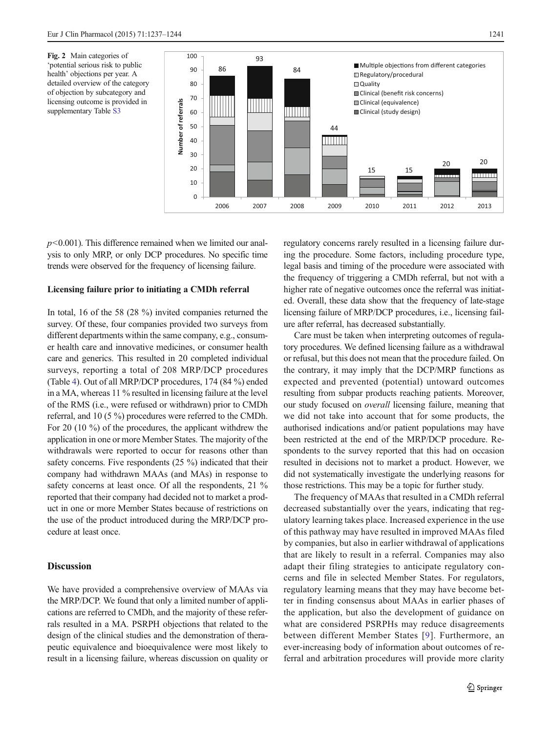**Fig. 2** Main categories of 'potential serious risk to public health' objections per year. A detailed overview of the category of objection by subcategory and licensing outcome is provided in supplementary Table S3

100
90
80
70
60
50
40
30
20
10
0
Number of referrals
86
93
84
44
15
15
20
20
2006
2007
2008
2009
2010
2011
2012
2013
Multiple objections from different categories
Regulatory/procedural
Quality
Clinical (benefit risk concerns)
Clinical (equivalence)
Clinical (study design)

$p<0.001$). This difference remained when we limited our analysis to only MRP, or only DCP procedures. No specific time trends were observed for the frequency of licensing failure.

### Licensing failure prior to initiating a CMDh referral

In total, 16 of the 58 (28 %) invited companies returned the survey. Of these, four companies provided two surveys from different departments within the same company, e.g., consumer health care and innovative medicines, or consumer health care and generics. This resulted in 20 completed individual surveys, reporting a total of 208 MRP/DCP procedures (Table 4). Out of all MRP/DCP procedures, 174 (84 %) ended in a MA, whereas 11 % resulted in licensing failure at the level of the RMS (i.e., were refused or withdrawn) prior to CMDh referral, and 10 (5 %) procedures were referred to the CMDh. For 20 (10 %) of the procedures, the applicant withdrew the application in one or more Member States. The majority of the withdrawals were reported to occur for reasons other than safety concerns. Five respondents (25 %) indicated that their company had withdrawn MAAs (and MAs) in response to safety concerns at least once. Of all the respondents, 21 % reported that their company had decided not to market a product in one or more Member States because of restrictions on the use of the product introduced during the MRP/DCP procedure at least once.

## Discussion

We have provided a comprehensive overview of MAAs via the MRP/DCP. We found that only a limited number of applications are referred to CMDh, and the majority of these referrals resulted in a MA. PSRPH objections that related to the design of the clinical studies and the demonstration of therapeutic equivalence and bioequivalence were most likely to result in a licensing failure, whereas discussion on quality or regulatory concerns rarely resulted in a licensing failure during the procedure. Some factors, including procedure type, legal basis and timing of the procedure were associated with the frequency of triggering a CMDh referral, but not with a higher rate of negative outcomes once the referral was initiated. Overall, these data show that the frequency of late-stage licensing failure of MRP/DCP procedures, i.e., licensing failure after referral, has decreased substantially.

Care must be taken when interpreting outcomes of regulatory procedures. We defined licensing failure as a withdrawal or refusal, but this does not mean that the procedure failed. On the contrary, it may imply that the DCP/MRP functions as expected and prevented (potential) untoward outcomes resulting from subpar products reaching patients. Moreover, our study focused on *overall* licensing failure, meaning that we did not take into account that for some products, the authorised indications and/or patient populations may have been restricted at the end of the MRP/DCP procedure. Respondents to the survey reported that this had on occasion resulted in decisions not to market a product. However, we did not systematically investigate the underlying reasons for those restrictions. This may be a topic for further study.

The frequency of MAAs that resulted in a CMDh referral decreased substantially over the years, indicating that regulatory learning takes place. Increased experience in the use of this pathway may have resulted in improved MAAs filed by companies, but also in earlier withdrawal of applications that are likely to result in a referral. Companies may also adapt their filing strategies to anticipate regulatory concerns and file in selected Member States. For regulators, regulatory learning means that they may have become better in finding consensus about MAAs in earlier phases of the application, but also the development of guidance on what are considered PSRPHs may reduce disagreements between different Member States [9]. Furthermore, an ever-increasing body of information about outcomes of referral and arbitration procedures will provide more clarity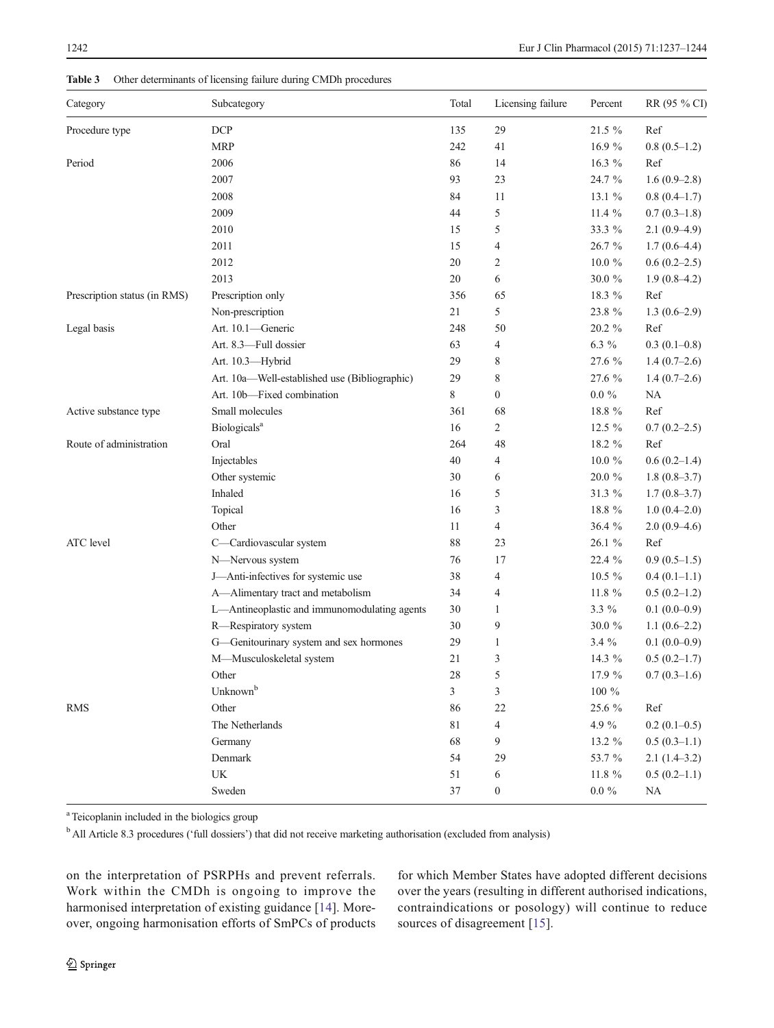**Table 3** Other determinants of licensing failure during CMDh procedures

| Category | Subcategory | Total | Licensing failure | Percent | RR (95 % CI) |
|---|---|---|---|---|---|
| Procedure type | DCP | 135 | 29 | 21.5 % | Ref |
| | MRP | 242 | 41 | 16.9 % | 0.8 (0.5–1.2) |
| Period | 2006 | 86 | 14 | 16.3 % | Ref |
| | 2007 | 93 | 23 | 24.7 % | 1.6 (0.9–2.8) |
| | 2008 | 84 | 11 | 13.1 % | 0.8 (0.4–1.7) |
| | 2009 | 44 | 5 | 11.4 % | 0.7 (0.3–1.8) |
| | 2010 | 15 | 5 | 33.3 % | 2.1 (0.9–4.9) |
| | 2011 | 15 | 4 | 26.7 % | 1.7 (0.6–4.4) |
| | 2012 | 20 | 2 | 10.0 % | 0.6 (0.2–2.5) |
| | 2013 | 20 | 6 | 30.0 % | 1.9 (0.8–4.2) |
| Prescription status (in RMS) | Prescription only | 356 | 65 | 18.3 % | Ref |
| | Non-prescription | 21 | 5 | 23.8 % | 1.3 (0.6–2.9) |
| Legal basis | Art. 10.1—Generic | 248 | 50 | 20.2 % | Ref |
| | Art. 8.3—Full dossier | 63 | 4 | 6.3 % | 0.3 (0.1–0.8) |
| | Art. 10.3—Hybrid | 29 | 8 | 27.6 % | 1.4 (0.7–2.6) |
| | Art. 10a—Well-established use (Bibliographic) | 29 | 8 | 27.6 % | 1.4 (0.7–2.6) |
| | Art. 10b—Fixed combination | 8 | 0 | 0.0 % | NA |
| Active substance type | Small molecules | 361 | 68 | 18.8 % | Ref |
| | Biologicals[a] | 16 | 2 | 12.5 % | 0.7 (0.2–2.5) |
| Route of administration | Oral | 264 | 48 | 18.2 % | Ref |
| | Injectables | 40 | 4 | 10.0 % | 0.6 (0.2–1.4) |
| | Other systemic | 30 | 6 | 20.0 % | 1.8 (0.8–3.7) |
| | Inhaled | 16 | 5 | 31.3 % | 1.7 (0.8–3.7) |
| | Topical | 16 | 3 | 18.8 % | 1.0 (0.4–2.0) |
| | Other | 11 | 4 | 36.4 % | 2.0 (0.9–4.6) |
| ATC level | C—Cardiovascular system | 88 | 23 | 26.1 % | Ref |
| | N—Nervous system | 76 | 17 | 22.4 % | 0.9 (0.5–1.5) |
| | J—Anti-infectives for systemic use | 38 | 4 | 10.5 % | 0.4 (0.1–1.1) |
| | A—Alimentary tract and metabolism | 34 | 4 | 11.8 % | 0.5 (0.2–1.2) |
| | L—Antineoplastic and immunomodulating agents | 30 | 1 | 3.3 % | 0.1 (0.0–0.9) |
| | R—Respiratory system | 30 | 9 | 30.0 % | 1.1 (0.6–2.2) |
| | G—Genitourinary system and sex hormones | 29 | 1 | 3.4 % | 0.1 (0.0–0.9) |
| | M—Musculoskeletal system | 21 | 3 | 14.3 % | 0.5 (0.2–1.7) |
| | Other | 28 | 5 | 17.9 % | 0.7 (0.3–1.6) |
| | Unknown[b] | 3 | 3 | 100 % | |
| RMS | Other | 86 | 22 | 25.6 % | Ref |
| | The Netherlands | 81 | 4 | 4.9 % | 0.2 (0.1–0.5) |
| | Germany | 68 | 9 | 13.2 % | 0.5 (0.3–1.1) |
| | Denmark | 54 | 29 | 53.7 % | 2.1 (1.4–3.2) |
| | UK | 51 | 6 | 11.8 % | 0.5 (0.2–1.1) |
| | Sweden | 37 | 0 | 0.0 % | NA |

[a] Teicoplanin included in the biologics group

[b] All Article 8.3 procedures ('full dossiers') that did not receive marketing authorisation (excluded from analysis)

on the interpretation of PSRPHs and prevent referrals. Work within the CMDh is ongoing to improve the harmonised interpretation of existing guidance [14]. Moreover, ongoing harmonisation efforts of SmPCs of products for which Member States have adopted different decisions over the years (resulting in different authorised indications, contraindications or posology) will continue to reduce sources of disagreement [15].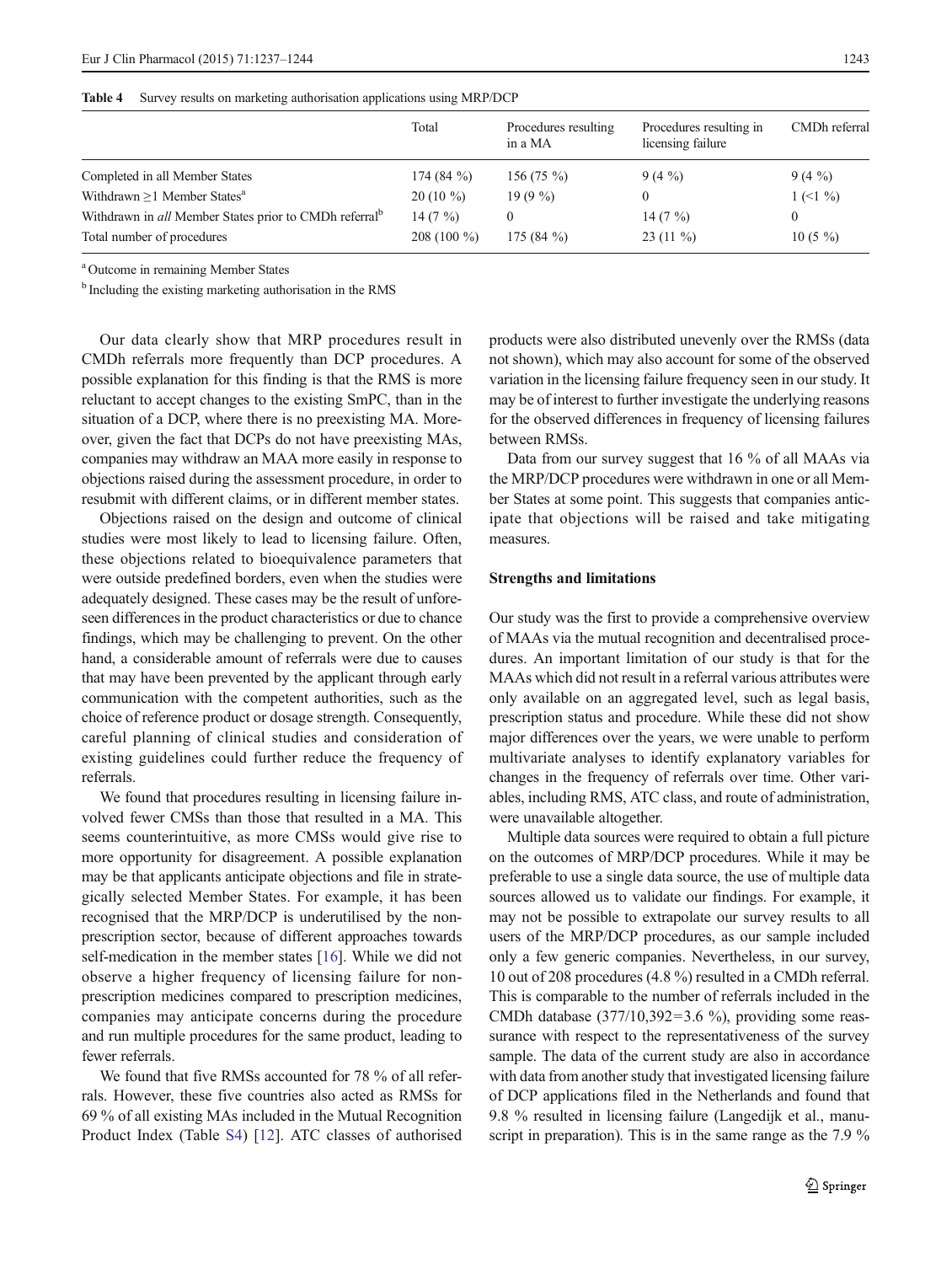**Table 4** Survey results on marketing authorisation applications using MRP/DCP

| | Total | Procedures resulting in a MA | Procedures resulting in licensing failure | CMDh referral |
|---|---|---|---|---|
| Completed in all Member States | 174 (84 %) | 156 (75 %) | 9 (4 %) | 9 (4 %) |
| Withdrawn ≥1 Member States[a] | 20 (10 %) | 19 (9 %) | 0 | 1 (<1 %) |
| Withdrawn in *all* Member States prior to CMDh referral[b] | 14 (7 %) | 0 | 14 (7 %) | 0 |
| Total number of procedures | 208 (100 %) | 175 (84 %) | 23 (11 %) | 10 (5 %) |

[a] Outcome in remaining Member States

[b] Including the existing marketing authorisation in the RMS

Our data clearly show that MRP procedures result in CMDh referrals more frequently than DCP procedures. A possible explanation for this finding is that the RMS is more reluctant to accept changes to the existing SmPC, than in the situation of a DCP, where there is no preexisting MA. Moreover, given the fact that DCPs do not have preexisting MAs, companies may withdraw an MAA more easily in response to objections raised during the assessment procedure, in order to resubmit with different claims, or in different member states.

Objections raised on the design and outcome of clinical studies were most likely to lead to licensing failure. Often, these objections related to bioequivalence parameters that were outside predefined borders, even when the studies were adequately designed. These cases may be the result of unforeseen differences in the product characteristics or due to chance findings, which may be challenging to prevent. On the other hand, a considerable amount of referrals were due to causes that may have been prevented by the applicant through early communication with the competent authorities, such as the choice of reference product or dosage strength. Consequently, careful planning of clinical studies and consideration of existing guidelines could further reduce the frequency of referrals.

We found that procedures resulting in licensing failure involved fewer CMSs than those that resulted in a MA. This seems counterintuitive, as more CMSs would give rise to more opportunity for disagreement. A possible explanation may be that applicants anticipate objections and file in strategically selected Member States. For example, it has been recognised that the MRP/DCP is underutilised by the non-prescription sector, because of different approaches towards self-medication in the member states [16]. While we did not observe a higher frequency of licensing failure for non-prescription medicines compared to prescription medicines, companies may anticipate concerns during the procedure and run multiple procedures for the same product, leading to fewer referrals.

We found that five RMSs accounted for 78 % of all referrals. However, these five countries also acted as RMSs for 69 % of all existing MAs included in the Mutual Recognition Product Index (Table S4) [12]. ATC classes of authorised products were also distributed unevenly over the RMSs (data not shown), which may also account for some of the observed variation in the licensing failure frequency seen in our study. It may be of interest to further investigate the underlying reasons for the observed differences in frequency of licensing failures between RMSs.

Data from our survey suggest that 16 % of all MAAs via the MRP/DCP procedures were withdrawn in one or all Member States at some point. This suggests that companies anticipate that objections will be raised and take mitigating measures.

### Strengths and limitations

Our study was the first to provide a comprehensive overview of MAAs via the mutual recognition and decentralised procedures. An important limitation of our study is that for the MAAs which did not result in a referral various attributes were only available on an aggregated level, such as legal basis, prescription status and procedure. While these did not show major differences over the years, we were unable to perform multivariate analyses to identify explanatory variables for changes in the frequency of referrals over time. Other variables, including RMS, ATC class, and route of administration, were unavailable altogether.

Multiple data sources were required to obtain a full picture on the outcomes of MRP/DCP procedures. While it may be preferable to use a single data source, the use of multiple data sources allowed us to validate our findings. For example, it may not be possible to extrapolate our survey results to all users of the MRP/DCP procedures, as our sample included only a few generic companies. Nevertheless, in our survey, 10 out of 208 procedures (4.8 %) resulted in a CMDh referral. This is comparable to the number of referrals included in the CMDh database (377/10,392=3.6 %), providing some reassurance with respect to the representativeness of the survey sample. The data of the current study are also in accordance with data from another study that investigated licensing failure of DCP applications filed in the Netherlands and found that 9.8 % resulted in licensing failure (Langedijk et al., manuscript in preparation). This is in the same range as the 7.9 %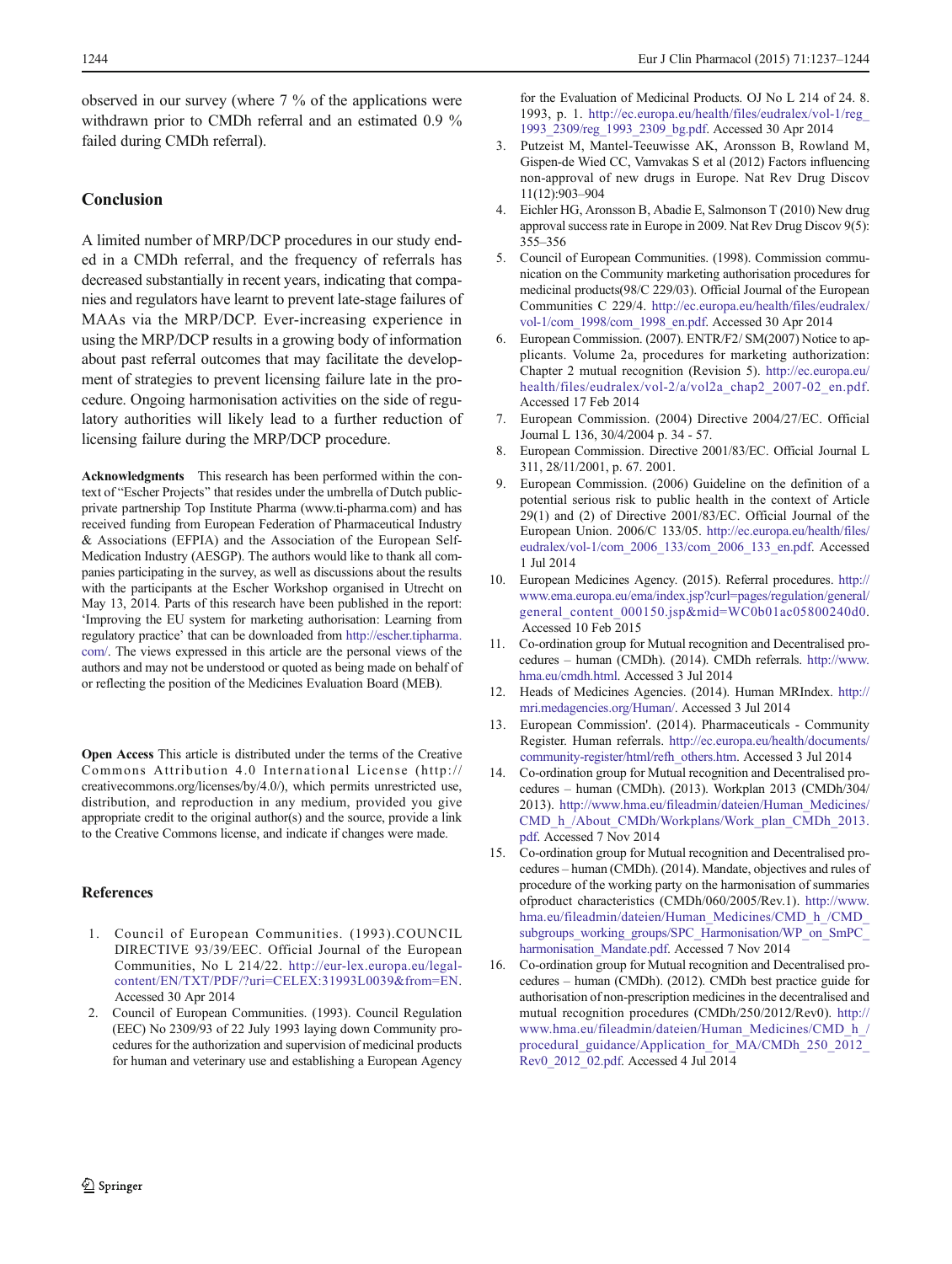observed in our survey (where 7 % of the applications were withdrawn prior to CMDh referral and an estimated 0.9 % failed during CMDh referral).

## Conclusion

A limited number of MRP/DCP procedures in our study ended in a CMDh referral, and the frequency of referrals has decreased substantially in recent years, indicating that companies and regulators have learnt to prevent late-stage failures of MAAs via the MRP/DCP. Ever-increasing experience in using the MRP/DCP results in a growing body of information about past referral outcomes that may facilitate the development of strategies to prevent licensing failure late in the procedure. Ongoing harmonisation activities on the side of regulatory authorities will likely lead to a further reduction of licensing failure during the MRP/DCP procedure.

**Acknowledgments** This research has been performed within the context of "Escher Projects" that resides under the umbrella of Dutch public-private partnership Top Institute Pharma (www.ti-pharma.com) and has received funding from European Federation of Pharmaceutical Industry & Associations (EFPIA) and the Association of the European Self-Medication Industry (AESGP). The authors would like to thank all companies participating in the survey, as well as discussions about the results with the participants at the Escher Workshop organised in Utrecht on May 13, 2014. Parts of this research have been published in the report: 'Improving the EU system for marketing authorisation: Learning from regulatory practice' that can be downloaded from http://escher.tipharma.com/. The views expressed in this article are the personal views of the authors and may not be understood or quoted as being made on behalf of or reflecting the position of the Medicines Evaluation Board (MEB).

**Open Access** This article is distributed under the terms of the Creative Commons Attribution 4.0 International License (http://creativecommons.org/licenses/by/4.0/), which permits unrestricted use, distribution, and reproduction in any medium, provided you give appropriate credit to the original author(s) and the source, provide a link to the Creative Commons license, and indicate if changes were made.

## References

1. Council of European Communities. (1993).COUNCIL DIRECTIVE 93/39/EEC. Official Journal of the European Communities, No L 214/22. http://eur-lex.europa.eu/legal-content/EN/TXT/PDF/?uri=CELEX:31993L0039&from=EN. Accessed 30 Apr 2014
2. Council of European Communities. (1993). Council Regulation (EEC) No 2309/93 of 22 July 1993 laying down Community procedures for the authorization and supervision of medicinal products for human and veterinary use and establishing a European Agency for the Evaluation of Medicinal Products. OJ No L 214 of 24. 8. 1993, p. 1. http://ec.europa.eu/health/files/eudralex/vol-1/reg_1993_2309/reg_1993_2309_bg.pdf. Accessed 30 Apr 2014
3. Putzeist M, Mantel-Teeuwisse AK, Aronsson B, Rowland M, Gispen-de Wied CC, Vamvakas S et al (2012) Factors influencing non-approval of new drugs in Europe. Nat Rev Drug Discov 11(12):903–904
4. Eichler HG, Aronsson B, Abadie E, Salmonson T (2010) New drug approval success rate in Europe in 2009. Nat Rev Drug Discov 9(5): 355–356
5. Council of European Communities. (1998). Commission communication on the Community marketing authorisation procedures for medicinal products(98/C 229/03). Official Journal of the European Communities C 229/4. http://ec.europa.eu/health/files/eudralex/vol-1/com_1998/com_1998_en.pdf. Accessed 30 Apr 2014
6. European Commission. (2007). ENTR/F2/ SM(2007) Notice to applicants. Volume 2a, procedures for marketing authorization: Chapter 2 mutual recognition (Revision 5). http://ec.europa.eu/health/files/eudralex/vol-2/a/vol2a_chap2_2007-02_en.pdf. Accessed 17 Feb 2014
7. European Commission. (2004) Directive 2004/27/EC. Official Journal L 136, 30/4/2004 p. 34 - 57.
8. European Commission. Directive 2001/83/EC. Official Journal L 311, 28/11/2001, p. 67. 2001.
9. European Commission. (2006) Guideline on the definition of a potential serious risk to public health in the context of Article 29(1) and (2) of Directive 2001/83/EC. Official Journal of the European Union. 2006/C 133/05. http://ec.europa.eu/health/files/eudralex/vol-1/com_2006_133/com_2006_133_en.pdf. Accessed 1 Jul 2014
10. European Medicines Agency. (2015). Referral procedures. http://www.ema.europa.eu/ema/index.jsp?curl=pages/regulation/general/general_content_000150.jsp&mid=WC0b01ac05800240d0. Accessed 10 Feb 2015
11. Co-ordination group for Mutual recognition and Decentralised procedures – human (CMDh). (2014). CMDh referrals. http://www.hma.eu/cmdh.html. Accessed 3 Jul 2014
12. Heads of Medicines Agencies. (2014). Human MRIndex. http://mri.medagencies.org/Human/. Accessed 3 Jul 2014
13. European Commission'. (2014). Pharmaceuticals - Community Register. Human referrals. http://ec.europa.eu/health/documents/community-register/html/refh_others.htm. Accessed 3 Jul 2014
14. Co-ordination group for Mutual recognition and Decentralised procedures – human (CMDh). (2013). Workplan 2013 (CMDh/304/2013). http://www.hma.eu/fileadmin/dateien/Human_Medicines/CMD_h_/About_CMDh/Workplans/Work_plan_CMDh_2013.pdf. Accessed 7 Nov 2014
15. Co-ordination group for Mutual recognition and Decentralised procedures – human (CMDh). (2014). Mandate, objectives and rules of procedure of the working party on the harmonisation of summaries ofproduct characteristics (CMDh/060/2005/Rev.1). http://www.hma.eu/fileadmin/dateien/Human_Medicines/CMD_h_/CMD_subgroups_working_groups/SPC_Harmonisation/WP_on_SmPC_harmonisation_Mandate.pdf. Accessed 7 Nov 2014
16. Co-ordination group for Mutual recognition and Decentralised procedures – human (CMDh). (2012). CMDh best practice guide for authorisation of non-prescription medicines in the decentralised and mutual recognition procedures (CMDh/250/2012/Rev0). http://www.hma.eu/fileadmin/dateien/Human_Medicines/CMD_h_/procedural_guidance/Application_for_MA/CMDh_250_2012_Rev0_2012_02.pdf. Accessed 4 Jul 2014